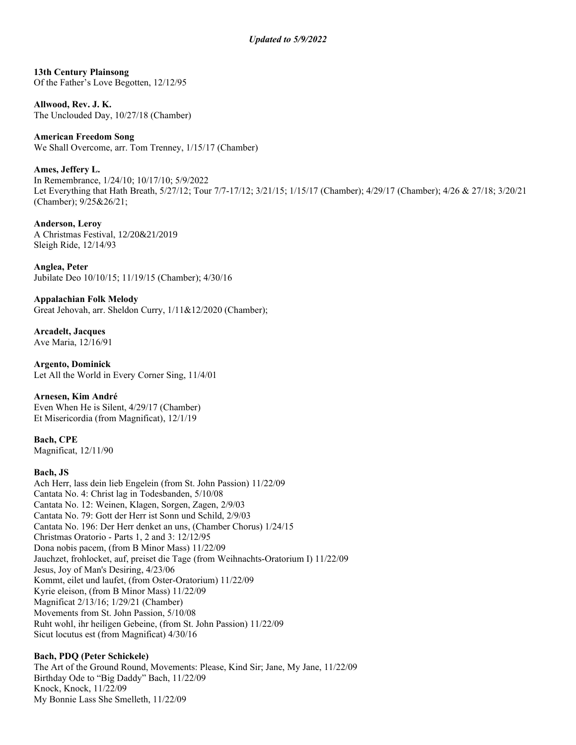***Updated to 5/9/2022***

**13th Century Plainsong**
Of the Father's Love Begotten, 12/12/95

**Allwood, Rev. J. K.**
The Unclouded Day, 10/27/18 (Chamber)

**American Freedom Song**
We Shall Overcome, arr. Tom Trenney, 1/15/17 (Chamber)

**Ames, Jeffery L.**
In Remembrance, 1/24/10; 10/17/10; 5/9/2022
Let Everything that Hath Breath, 5/27/12; Tour 7/7-17/12; 3/21/15; 1/15/17 (Chamber); 4/29/17 (Chamber); 4/26 & 27/18; 3/20/21 (Chamber); 9/25&26/21;

**Anderson, Leroy**
A Christmas Festival, 12/20&21/2019
Sleigh Ride, 12/14/93

**Anglea, Peter**
Jubilate Deo 10/10/15; 11/19/15 (Chamber); 4/30/16

**Appalachian Folk Melody**
Great Jehovah, arr. Sheldon Curry, 1/11&12/2020 (Chamber);

**Arcadelt, Jacques**
Ave Maria, 12/16/91

**Argento, Dominick**
Let All the World in Every Corner Sing, 11/4/01

**Arnesen, Kim André**
Even When He is Silent, 4/29/17 (Chamber)
Et Misericordia (from Magnificat), 12/1/19

**Bach, CPE**
Magnificat, 12/11/90

**Bach, JS**
Ach Herr, lass dein lieb Engelein (from St. John Passion) 11/22/09
Cantata No. 4: Christ lag in Todesbanden, 5/10/08
Cantata No. 12: Weinen, Klagen, Sorgen, Zagen, 2/9/03
Cantata No. 79: Gott der Herr ist Sonn und Schild, 2/9/03
Cantata No. 196: Der Herr denket an uns, (Chamber Chorus) 1/24/15
Christmas Oratorio - Parts 1, 2 and 3: 12/12/95
Dona nobis pacem, (from B Minor Mass) 11/22/09
Jauchzet, frohlocket, auf, preiset die Tage (from Weihnachts-Oratorium I) 11/22/09
Jesus, Joy of Man's Desiring, 4/23/06
Kommt, eilet und laufet, (from Oster-Oratorium) 11/22/09
Kyrie eleison, (from B Minor Mass) 11/22/09
Magnificat 2/13/16; 1/29/21 (Chamber)
Movements from St. John Passion, 5/10/08
Ruht wohl, ihr heiligen Gebeine, (from St. John Passion) 11/22/09
Sicut locutus est (from Magnificat) 4/30/16

**Bach, PDQ (Peter Schickele)**
The Art of the Ground Round, Movements: Please, Kind Sir; Jane, My Jane, 11/22/09
Birthday Ode to "Big Daddy" Bach, 11/22/09
Knock, Knock, 11/22/09
My Bonnie Lass She Smelleth, 11/22/09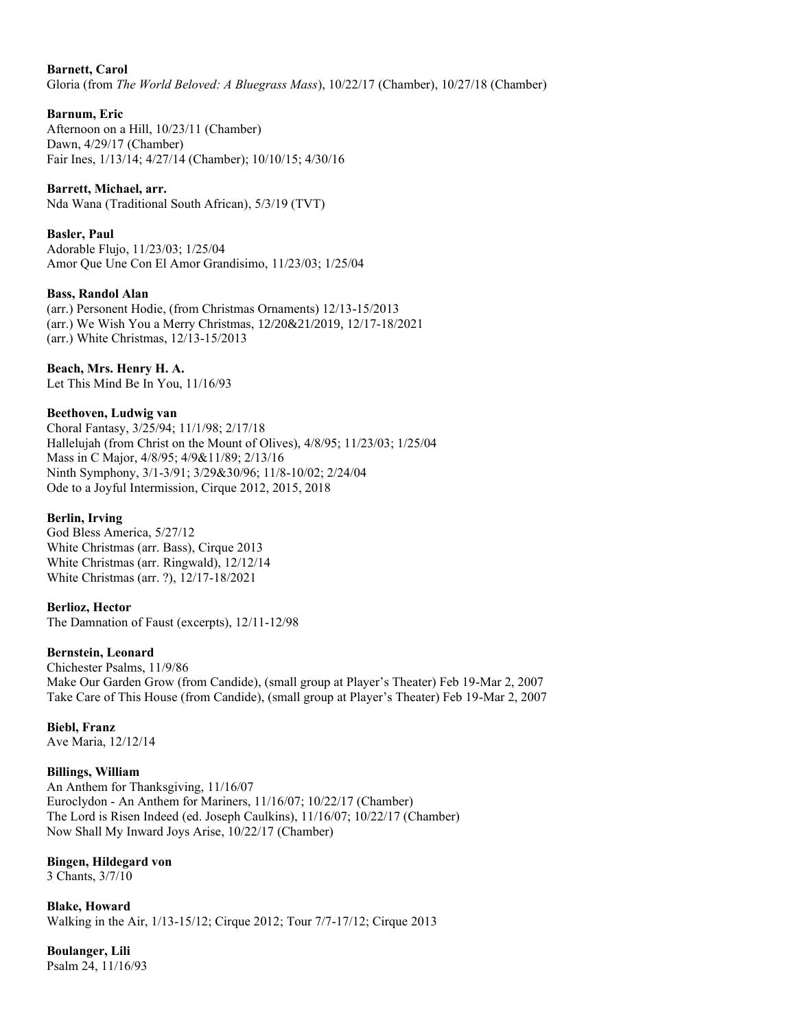**Barnett, Carol**
Gloria (from *The World Beloved: A Bluegrass Mass*), 10/22/17 (Chamber), 10/27/18 (Chamber)

**Barnum, Eric**
Afternoon on a Hill, 10/23/11 (Chamber)
Dawn, 4/29/17 (Chamber)
Fair Ines, 1/13/14; 4/27/14 (Chamber); 10/10/15; 4/30/16

**Barrett, Michael, arr.**
Nda Wana (Traditional South African), 5/3/19 (TVT)

**Basler, Paul**
Adorable Flujo, 11/23/03; 1/25/04
Amor Que Une Con El Amor Grandisimo, 11/23/03; 1/25/04

**Bass, Randol Alan**
(arr.) Personent Hodie, (from Christmas Ornaments) 12/13-15/2013
(arr.) We Wish You a Merry Christmas, 12/20&21/2019, 12/17-18/2021
(arr.) White Christmas, 12/13-15/2013

**Beach, Mrs. Henry H. A.**
Let This Mind Be In You, 11/16/93

**Beethoven, Ludwig van**
Choral Fantasy, 3/25/94; 11/1/98; 2/17/18
Hallelujah (from Christ on the Mount of Olives), 4/8/95; 11/23/03; 1/25/04
Mass in C Major, 4/8/95; 4/9&11/89; 2/13/16
Ninth Symphony, 3/1-3/91; 3/29&30/96; 11/8-10/02; 2/24/04
Ode to a Joyful Intermission, Cirque 2012, 2015, 2018

**Berlin, Irving**
God Bless America, 5/27/12
White Christmas (arr. Bass), Cirque 2013
White Christmas (arr. Ringwald), 12/12/14
White Christmas (arr. ?), 12/17-18/2021

**Berlioz, Hector**
The Damnation of Faust (excerpts), 12/11-12/98

**Bernstein, Leonard**
Chichester Psalms, 11/9/86
Make Our Garden Grow (from Candide), (small group at Player's Theater) Feb 19-Mar 2, 2007
Take Care of This House (from Candide), (small group at Player's Theater) Feb 19-Mar 2, 2007

**Biebl, Franz**
Ave Maria, 12/12/14

**Billings, William**
An Anthem for Thanksgiving, 11/16/07
Euroclydon - An Anthem for Mariners, 11/16/07; 10/22/17 (Chamber)
The Lord is Risen Indeed (ed. Joseph Caulkins), 11/16/07; 10/22/17 (Chamber)
Now Shall My Inward Joys Arise, 10/22/17 (Chamber)

**Bingen, Hildegard von**
3 Chants, 3/7/10

**Blake, Howard**
Walking in the Air, 1/13-15/12; Cirque 2012; Tour 7/7-17/12; Cirque 2013

**Boulanger, Lili**
Psalm 24, 11/16/93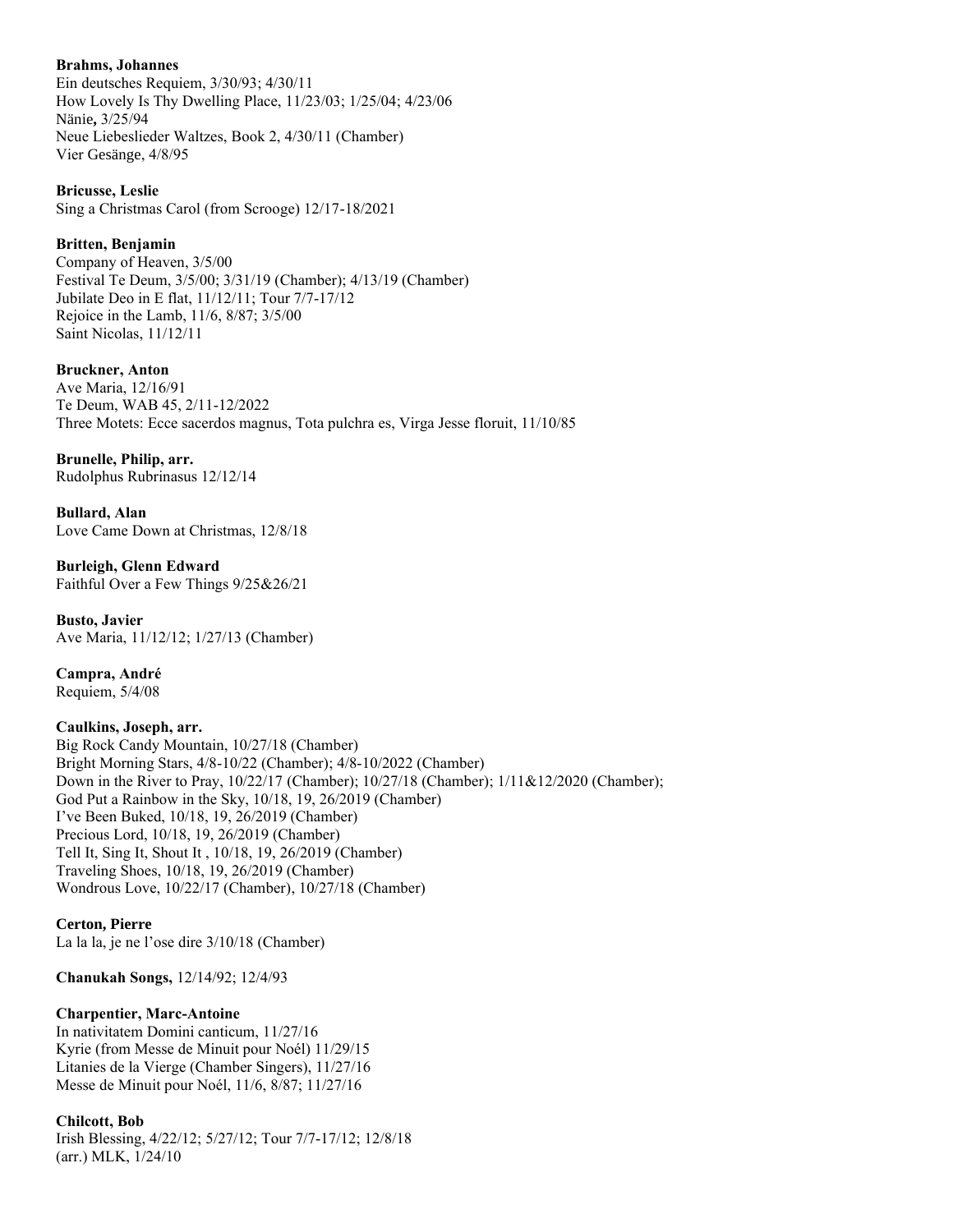**Brahms, Johannes**
Ein deutsches Requiem, 3/30/93; 4/30/11
How Lovely Is Thy Dwelling Place, 11/23/03; 1/25/04; 4/23/06
Nänie**,** 3/25/94
Neue Liebeslieder Waltzes, Book 2, 4/30/11 (Chamber)
Vier Gesänge, 4/8/95

**Bricusse, Leslie**
Sing a Christmas Carol (from Scrooge) 12/17-18/2021

**Britten, Benjamin**
Company of Heaven, 3/5/00
Festival Te Deum, 3/5/00; 3/31/19 (Chamber); 4/13/19 (Chamber)
Jubilate Deo in E flat, 11/12/11; Tour 7/7-17/12
Rejoice in the Lamb, 11/6, 8/87; 3/5/00
Saint Nicolas, 11/12/11

**Bruckner, Anton**
Ave Maria, 12/16/91
Te Deum, WAB 45, 2/11-12/2022
Three Motets: Ecce sacerdos magnus, Tota pulchra es, Virga Jesse floruit, 11/10/85

**Brunelle, Philip, arr.**
Rudolphus Rubrinasus 12/12/14

**Bullard, Alan**
Love Came Down at Christmas, 12/8/18

**Burleigh, Glenn Edward**
Faithful Over a Few Things 9/25&26/21

**Busto, Javier**
Ave Maria, 11/12/12; 1/27/13 (Chamber)

**Campra, André**
Requiem, 5/4/08

**Caulkins, Joseph, arr.**
Big Rock Candy Mountain, 10/27/18 (Chamber)
Bright Morning Stars, 4/8-10/22 (Chamber); 4/8-10/2022 (Chamber)
Down in the River to Pray, 10/22/17 (Chamber); 10/27/18 (Chamber); 1/11&12/2020 (Chamber);
God Put a Rainbow in the Sky, 10/18, 19, 26/2019 (Chamber)
I've Been Buked, 10/18, 19, 26/2019 (Chamber)
Precious Lord, 10/18, 19, 26/2019 (Chamber)
Tell It, Sing It, Shout It , 10/18, 19, 26/2019 (Chamber)
Traveling Shoes, 10/18, 19, 26/2019 (Chamber)
Wondrous Love, 10/22/17 (Chamber), 10/27/18 (Chamber)

**Certon, Pierre**
La la la, je ne l'ose dire 3/10/18 (Chamber)

**Chanukah Songs,** 12/14/92; 12/4/93

**Charpentier, Marc-Antoine**
In nativitatem Domini canticum, 11/27/16
Kyrie (from Messe de Minuit pour Noél) 11/29/15
Litanies de la Vierge (Chamber Singers), 11/27/16
Messe de Minuit pour Noél, 11/6, 8/87; 11/27/16

**Chilcott, Bob**
Irish Blessing, 4/22/12; 5/27/12; Tour 7/7-17/12; 12/8/18
(arr.) MLK, 1/24/10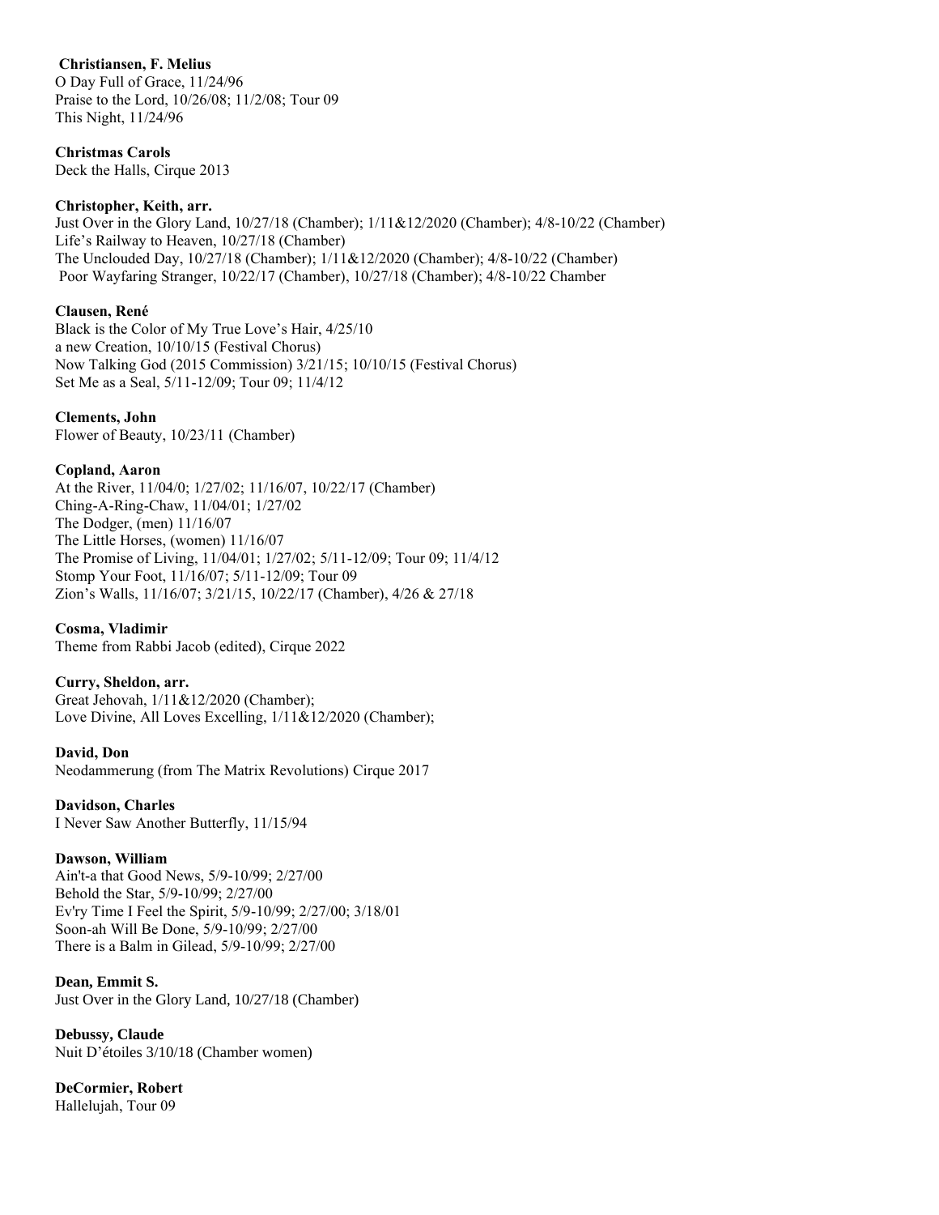**Christiansen, F. Melius**
O Day Full of Grace, 11/24/96
Praise to the Lord, 10/26/08; 11/2/08; Tour 09
This Night, 11/24/96

**Christmas Carols**
Deck the Halls, Cirque 2013

**Christopher, Keith, arr.**
Just Over in the Glory Land, 10/27/18 (Chamber); 1/11&12/2020 (Chamber); 4/8-10/22 (Chamber)
Life's Railway to Heaven, 10/27/18 (Chamber)
The Unclouded Day, 10/27/18 (Chamber); 1/11&12/2020 (Chamber); 4/8-10/22 (Chamber)
Poor Wayfaring Stranger, 10/22/17 (Chamber), 10/27/18 (Chamber); 4/8-10/22 Chamber

**Clausen, René**
Black is the Color of My True Love's Hair, 4/25/10
a new Creation, 10/10/15 (Festival Chorus)
Now Talking God (2015 Commission) 3/21/15; 10/10/15 (Festival Chorus)
Set Me as a Seal, 5/11-12/09; Tour 09; 11/4/12

**Clements, John**
Flower of Beauty, 10/23/11 (Chamber)

**Copland, Aaron**
At the River, 11/04/0; 1/27/02; 11/16/07, 10/22/17 (Chamber)
Ching-A-Ring-Chaw, 11/04/01; 1/27/02
The Dodger, (men) 11/16/07
The Little Horses, (women) 11/16/07
The Promise of Living, 11/04/01; 1/27/02; 5/11-12/09; Tour 09; 11/4/12
Stomp Your Foot, 11/16/07; 5/11-12/09; Tour 09
Zion's Walls, 11/16/07; 3/21/15, 10/22/17 (Chamber), 4/26 & 27/18

**Cosma, Vladimir**
Theme from Rabbi Jacob (edited), Cirque 2022

**Curry, Sheldon, arr.**
Great Jehovah, 1/11&12/2020 (Chamber);
Love Divine, All Loves Excelling, 1/11&12/2020 (Chamber);

**David, Don**
Neodammerung (from The Matrix Revolutions) Cirque 2017

**Davidson, Charles**
I Never Saw Another Butterfly, 11/15/94

**Dawson, William**
Ain't-a that Good News, 5/9-10/99; 2/27/00
Behold the Star, 5/9-10/99; 2/27/00
Ev'ry Time I Feel the Spirit, 5/9-10/99; 2/27/00; 3/18/01
Soon-ah Will Be Done, 5/9-10/99; 2/27/00
There is a Balm in Gilead, 5/9-10/99; 2/27/00

**Dean, Emmit S.**
Just Over in the Glory Land, 10/27/18 (Chamber)

**Debussy, Claude**
Nuit D'étoiles 3/10/18 (Chamber women)

**DeCormier, Robert**
Hallelujah, Tour 09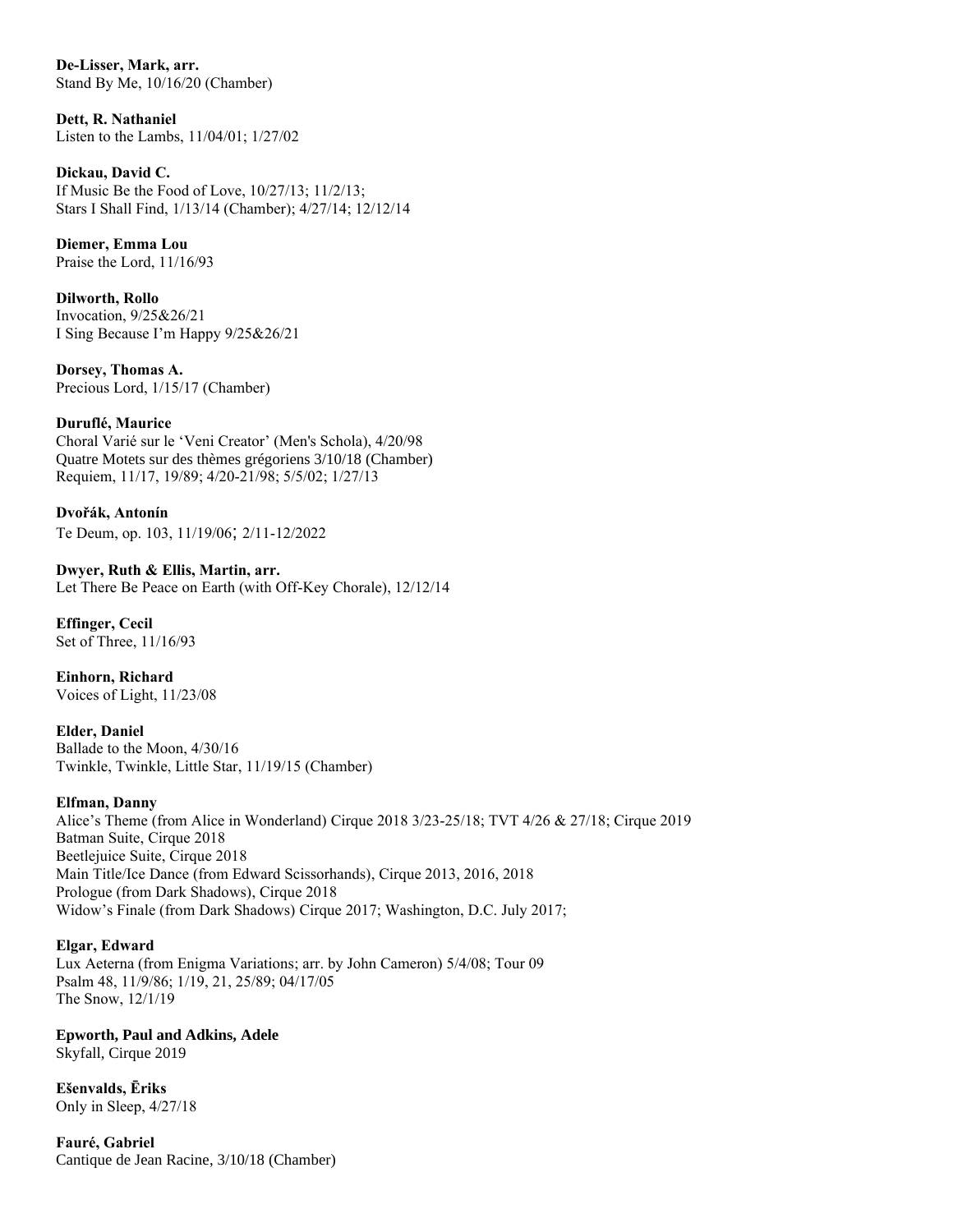**De-Lisser, Mark, arr.**
Stand By Me, 10/16/20 (Chamber)

**Dett, R. Nathaniel**
Listen to the Lambs, 11/04/01; 1/27/02

**Dickau, David C.**
If Music Be the Food of Love, 10/27/13; 11/2/13;
Stars I Shall Find, 1/13/14 (Chamber); 4/27/14; 12/12/14

**Diemer, Emma Lou**
Praise the Lord, 11/16/93

**Dilworth, Rollo**
Invocation, 9/25&26/21
I Sing Because I'm Happy 9/25&26/21

**Dorsey, Thomas A.**
Precious Lord, 1/15/17 (Chamber)

**Duruflé, Maurice**
Choral Varié sur le 'Veni Creator' (Men's Schola), 4/20/98
Quatre Motets sur des thèmes grégoriens 3/10/18 (Chamber)
Requiem, 11/17, 19/89; 4/20-21/98; 5/5/02; 1/27/13

**Dvořák, Antonín**
Te Deum, op. 103, 11/19/06; 2/11-12/2022

**Dwyer, Ruth & Ellis, Martin, arr.**
Let There Be Peace on Earth (with Off-Key Chorale), 12/12/14

**Effinger, Cecil**
Set of Three, 11/16/93

**Einhorn, Richard**
Voices of Light, 11/23/08

**Elder, Daniel**
Ballade to the Moon, 4/30/16
Twinkle, Twinkle, Little Star, 11/19/15 (Chamber)

**Elfman, Danny**
Alice's Theme (from Alice in Wonderland) Cirque 2018 3/23-25/18; TVT 4/26 & 27/18; Cirque 2019
Batman Suite, Cirque 2018
Beetlejuice Suite, Cirque 2018
Main Title/Ice Dance (from Edward Scissorhands), Cirque 2013, 2016, 2018
Prologue (from Dark Shadows), Cirque 2018
Widow's Finale (from Dark Shadows) Cirque 2017; Washington, D.C. July 2017;

**Elgar, Edward**
Lux Aeterna (from Enigma Variations; arr. by John Cameron) 5/4/08; Tour 09
Psalm 48, 11/9/86; 1/19, 21, 25/89; 04/17/05
The Snow, 12/1/19

**Epworth, Paul and Adkins, Adele**
Skyfall, Cirque 2019

**Ešenvalds, Ēriks**
Only in Sleep, 4/27/18

**Fauré, Gabriel**
Cantique de Jean Racine, 3/10/18 (Chamber)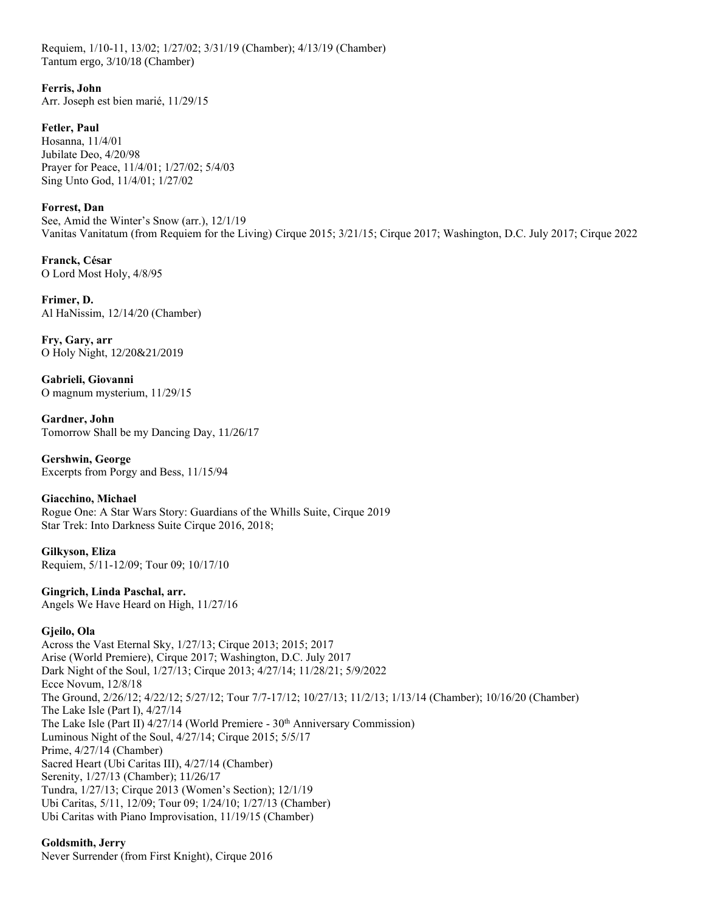Requiem, 1/10-11, 13/02; 1/27/02; 3/31/19 (Chamber); 4/13/19 (Chamber)
Tantum ergo, 3/10/18 (Chamber)

**Ferris, John**
Arr. Joseph est bien marié, 11/29/15

**Fetler, Paul**
Hosanna, 11/4/01
Jubilate Deo, 4/20/98
Prayer for Peace, 11/4/01; 1/27/02; 5/4/03
Sing Unto God, 11/4/01; 1/27/02

**Forrest, Dan**
See, Amid the Winter's Snow (arr.), 12/1/19
Vanitas Vanitatum (from Requiem for the Living) Cirque 2015; 3/21/15; Cirque 2017; Washington, D.C. July 2017; Cirque 2022

**Franck, César**
O Lord Most Holy, 4/8/95

**Frimer, D.**
Al HaNissim, 12/14/20 (Chamber)

**Fry, Gary, arr**
O Holy Night, 12/20&21/2019

**Gabrieli, Giovanni**
O magnum mysterium, 11/29/15

**Gardner, John**
Tomorrow Shall be my Dancing Day, 11/26/17

**Gershwin, George**
Excerpts from Porgy and Bess, 11/15/94

**Giacchino, Michael**
Rogue One: A Star Wars Story: Guardians of the Whills Suite, Cirque 2019
Star Trek: Into Darkness Suite Cirque 2016, 2018;

**Gilkyson, Eliza**
Requiem, 5/11-12/09; Tour 09; 10/17/10

**Gingrich, Linda Paschal, arr.**
Angels We Have Heard on High, 11/27/16

**Gjeilo, Ola**
Across the Vast Eternal Sky, 1/27/13; Cirque 2013; 2015; 2017
Arise (World Premiere), Cirque 2017; Washington, D.C. July 2017
Dark Night of the Soul, 1/27/13; Cirque 2013; 4/27/14; 11/28/21; 5/9/2022
Ecce Novum, 12/8/18
The Ground, 2/26/12; 4/22/12; 5/27/12; Tour 7/7-17/12; 10/27/13; 11/2/13; 1/13/14 (Chamber); 10/16/20 (Chamber)
The Lake Isle (Part I), 4/27/14
The Lake Isle (Part II) 4/27/14 (World Premiere - 30th Anniversary Commission)
Luminous Night of the Soul, 4/27/14; Cirque 2015; 5/5/17
Prime, 4/27/14 (Chamber)
Sacred Heart (Ubi Caritas III), 4/27/14 (Chamber)
Serenity, 1/27/13 (Chamber); 11/26/17
Tundra, 1/27/13; Cirque 2013 (Women's Section); 12/1/19
Ubi Caritas, 5/11, 12/09; Tour 09; 1/24/10; 1/27/13 (Chamber)
Ubi Caritas with Piano Improvisation, 11/19/15 (Chamber)

**Goldsmith, Jerry**
Never Surrender (from First Knight), Cirque 2016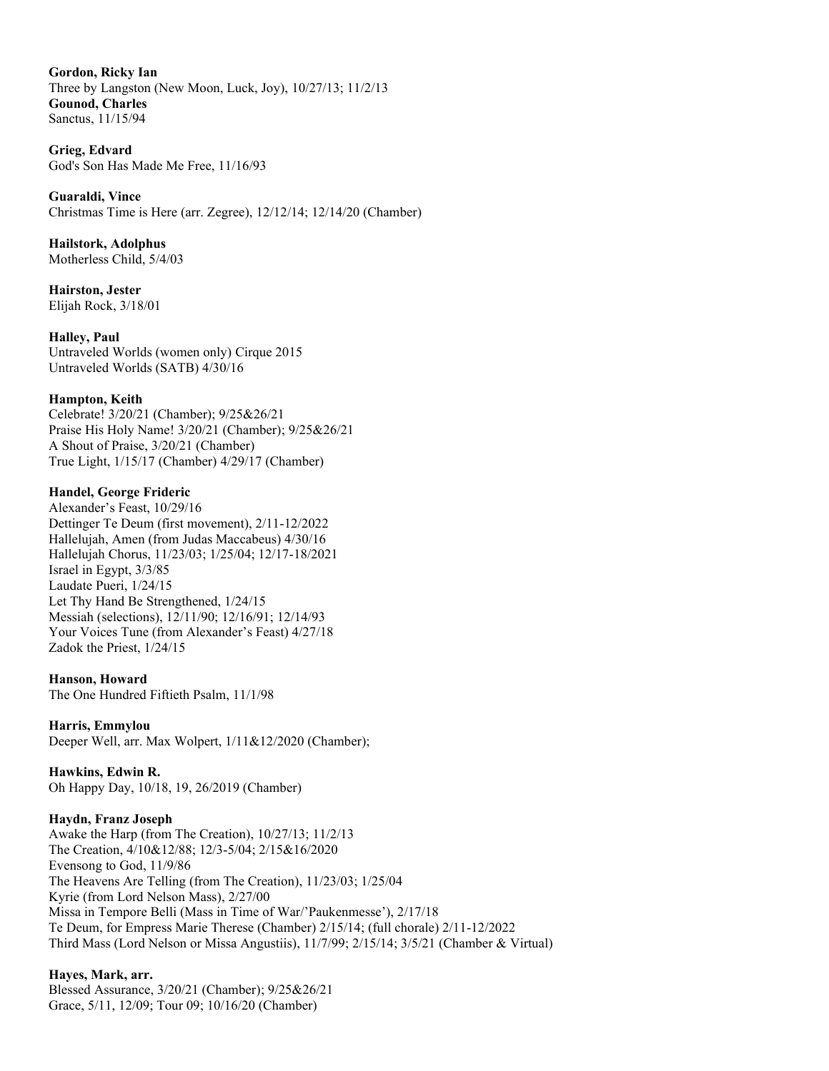**Gordon, Ricky Ian**
Three by Langston (New Moon, Luck, Joy), 10/27/13; 11/2/13
**Gounod, Charles**
Sanctus, 11/15/94

**Grieg, Edvard**
God's Son Has Made Me Free, 11/16/93

**Guaraldi, Vince**
Christmas Time is Here (arr. Zegree), 12/12/14; 12/14/20 (Chamber)

**Hailstork, Adolphus**
Motherless Child, 5/4/03

**Hairston, Jester**
Elijah Rock, 3/18/01

**Halley, Paul**
Untraveled Worlds (women only) Cirque 2015
Untraveled Worlds (SATB) 4/30/16

**Hampton, Keith**
Celebrate! 3/20/21 (Chamber); 9/25&26/21
Praise His Holy Name! 3/20/21 (Chamber); 9/25&26/21
A Shout of Praise, 3/20/21 (Chamber)
True Light, 1/15/17 (Chamber) 4/29/17 (Chamber)

**Handel, George Frideric**
Alexander's Feast, 10/29/16
Dettinger Te Deum (first movement), 2/11-12/2022
Hallelujah, Amen (from Judas Maccabeus) 4/30/16
Hallelujah Chorus, 11/23/03; 1/25/04; 12/17-18/2021
Israel in Egypt, 3/3/85
Laudate Pueri, 1/24/15
Let Thy Hand Be Strengthened, 1/24/15
Messiah (selections), 12/11/90; 12/16/91; 12/14/93
Your Voices Tune (from Alexander's Feast) 4/27/18
Zadok the Priest, 1/24/15

**Hanson, Howard**
The One Hundred Fiftieth Psalm, 11/1/98

**Harris, Emmylou**
Deeper Well, arr. Max Wolpert, 1/11&12/2020 (Chamber);

**Hawkins, Edwin R.**
Oh Happy Day, 10/18, 19, 26/2019 (Chamber)

**Haydn, Franz Joseph**
Awake the Harp (from The Creation), 10/27/13; 11/2/13
The Creation, 4/10&12/88; 12/3-5/04; 2/15&16/2020
Evensong to God, 11/9/86
The Heavens Are Telling (from The Creation), 11/23/03; 1/25/04
Kyrie (from Lord Nelson Mass), 2/27/00
Missa in Tempore Belli (Mass in Time of War/'Paukenmesse'), 2/17/18
Te Deum, for Empress Marie Therese (Chamber) 2/15/14; (full chorale) 2/11-12/2022
Third Mass (Lord Nelson or Missa Angustiis), 11/7/99; 2/15/14; 3/5/21 (Chamber & Virtual)

**Hayes, Mark, arr.**
Blessed Assurance, 3/20/21 (Chamber); 9/25&26/21
Grace, 5/11, 12/09; Tour 09; 10/16/20 (Chamber)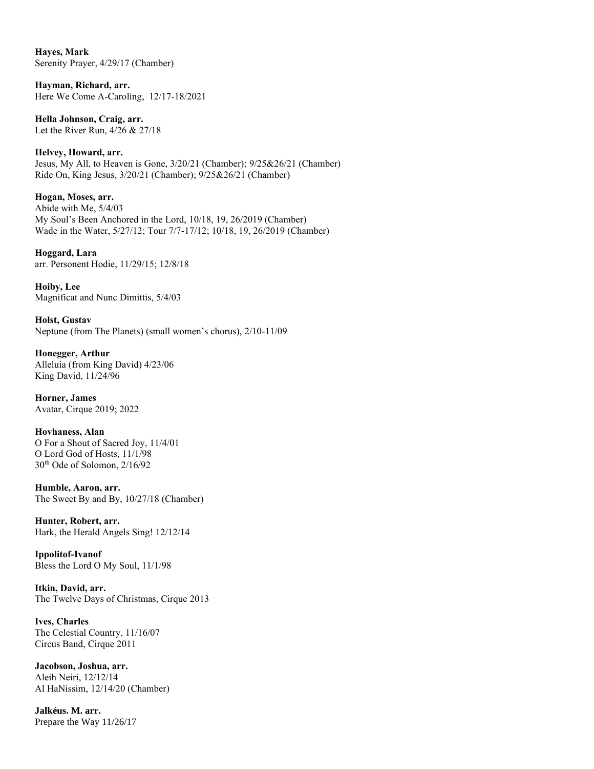**Hayes, Mark**
Serenity Prayer, 4/29/17 (Chamber)

**Hayman, Richard, arr.**
Here We Come A-Caroling, 12/17-18/2021

**Hella Johnson, Craig, arr.**
Let the River Run, 4/26 & 27/18

**Helvey, Howard, arr.**
Jesus, My All, to Heaven is Gone, 3/20/21 (Chamber); 9/25&26/21 (Chamber)
Ride On, King Jesus, 3/20/21 (Chamber); 9/25&26/21 (Chamber)

**Hogan, Moses, arr.**
Abide with Me, 5/4/03
My Soul's Been Anchored in the Lord, 10/18, 19, 26/2019 (Chamber)
Wade in the Water, 5/27/12; Tour 7/7-17/12; 10/18, 19, 26/2019 (Chamber)

**Hoggard, Lara**
arr. Personent Hodie, 11/29/15; 12/8/18

**Hoiby, Lee**
Magnificat and Nunc Dimittis, 5/4/03

**Holst, Gustav**
Neptune (from The Planets) (small women's chorus), 2/10-11/09

**Honegger, Arthur**
Alleluia (from King David) 4/23/06
King David, 11/24/96

**Horner, James**
Avatar, Cirque 2019; 2022

**Hovhaness, Alan**
O For a Shout of Sacred Joy, 11/4/01
O Lord God of Hosts, 11/1/98
30th Ode of Solomon, 2/16/92

**Humble, Aaron, arr.**
The Sweet By and By, 10/27/18 (Chamber)

**Hunter, Robert, arr.**
Hark, the Herald Angels Sing! 12/12/14

**Ippolitof-Ivanof**
Bless the Lord O My Soul, 11/1/98

**Itkin, David, arr.**
The Twelve Days of Christmas, Cirque 2013

**Ives, Charles**
The Celestial Country, 11/16/07
Circus Band, Cirque 2011

**Jacobson, Joshua, arr.**
Aleih Neiri, 12/12/14
Al HaNissim, 12/14/20 (Chamber)

**Jalkéus. M. arr.**
Prepare the Way 11/26/17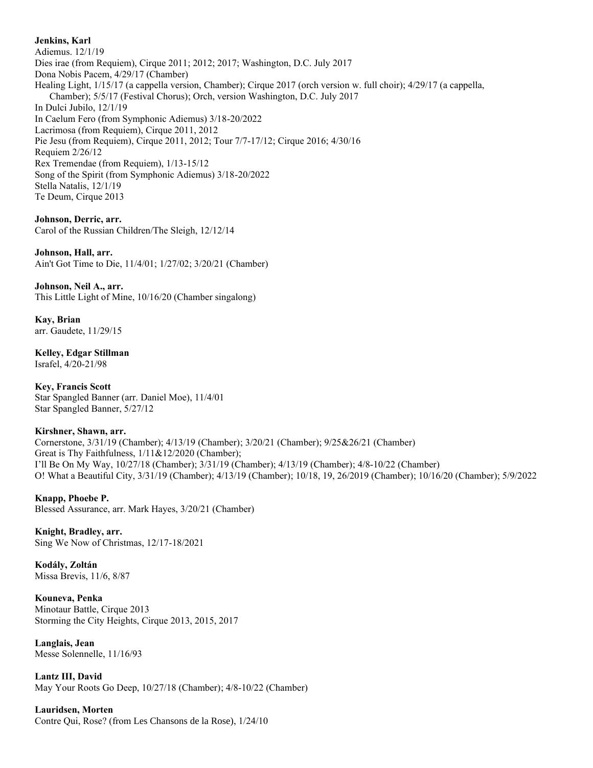**Jenkins, Karl**
Adiemus. 12/1/19
Dies irae (from Requiem), Cirque 2011; 2012; 2017; Washington, D.C. July 2017
Dona Nobis Pacem, 4/29/17 (Chamber)
Healing Light, 1/15/17 (a cappella version, Chamber); Cirque 2017 (orch version w. full choir); 4/29/17 (a cappella, Chamber); 5/5/17 (Festival Chorus); Orch, version Washington, D.C. July 2017
In Dulci Jubilo, 12/1/19
In Caelum Fero (from Symphonic Adiemus) 3/18-20/2022
Lacrimosa (from Requiem), Cirque 2011, 2012
Pie Jesu (from Requiem), Cirque 2011, 2012; Tour 7/7-17/12; Cirque 2016; 4/30/16
Requiem 2/26/12
Rex Tremendae (from Requiem), 1/13-15/12
Song of the Spirit (from Symphonic Adiemus) 3/18-20/2022
Stella Natalis, 12/1/19
Te Deum, Cirque 2013

**Johnson, Derric, arr.**
Carol of the Russian Children/The Sleigh, 12/12/14

**Johnson, Hall, arr.**
Ain't Got Time to Die, 11/4/01; 1/27/02; 3/20/21 (Chamber)

**Johnson, Neil A., arr.**
This Little Light of Mine, 10/16/20 (Chamber singalong)

**Kay, Brian**
arr. Gaudete, 11/29/15

**Kelley, Edgar Stillman**
Israfel, 4/20-21/98

**Key, Francis Scott**
Star Spangled Banner (arr. Daniel Moe), 11/4/01
Star Spangled Banner, 5/27/12

**Kirshner, Shawn, arr.**
Cornerstone, 3/31/19 (Chamber); 4/13/19 (Chamber); 3/20/21 (Chamber); 9/25&26/21 (Chamber)
Great is Thy Faithfulness, 1/11&12/2020 (Chamber);
I'll Be On My Way, 10/27/18 (Chamber); 3/31/19 (Chamber); 4/13/19 (Chamber); 4/8-10/22 (Chamber)
O! What a Beautiful City, 3/31/19 (Chamber); 4/13/19 (Chamber); 10/18, 19, 26/2019 (Chamber); 10/16/20 (Chamber); 5/9/2022

**Knapp, Phoebe P.**
Blessed Assurance, arr. Mark Hayes, 3/20/21 (Chamber)

**Knight, Bradley, arr.**
Sing We Now of Christmas, 12/17-18/2021

**Kodály, Zoltán**
Missa Brevis, 11/6, 8/87

**Kouneva, Penka**
Minotaur Battle, Cirque 2013
Storming the City Heights, Cirque 2013, 2015, 2017

**Langlais, Jean**
Messe Solennelle, 11/16/93

**Lantz III, David**
May Your Roots Go Deep, 10/27/18 (Chamber); 4/8-10/22 (Chamber)

**Lauridsen, Morten**
Contre Qui, Rose? (from Les Chansons de la Rose), 1/24/10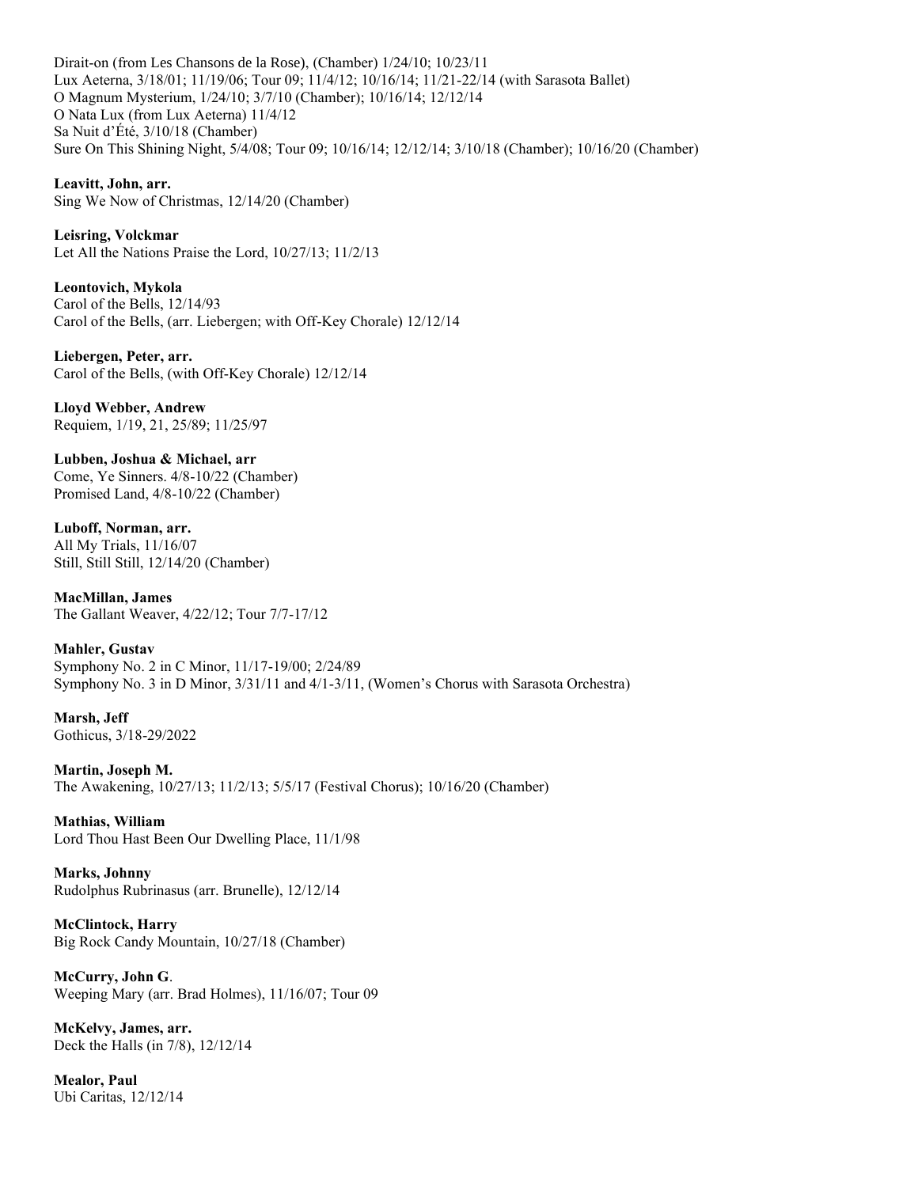Dirait-on (from Les Chansons de la Rose), (Chamber) 1/24/10; 10/23/11
Lux Aeterna, 3/18/01; 11/19/06; Tour 09; 11/4/12; 10/16/14; 11/21-22/14 (with Sarasota Ballet)
O Magnum Mysterium, 1/24/10; 3/7/10 (Chamber); 10/16/14; 12/12/14
O Nata Lux (from Lux Aeterna) 11/4/12
Sa Nuit d'Été, 3/10/18 (Chamber)
Sure On This Shining Night, 5/4/08; Tour 09; 10/16/14; 12/12/14; 3/10/18 (Chamber); 10/16/20 (Chamber)

**Leavitt, John, arr.**
Sing We Now of Christmas, 12/14/20 (Chamber)

**Leisring, Volckmar**
Let All the Nations Praise the Lord, 10/27/13; 11/2/13

**Leontovich, Mykola**
Carol of the Bells, 12/14/93
Carol of the Bells, (arr. Liebergen; with Off-Key Chorale) 12/12/14

**Liebergen, Peter, arr.**
Carol of the Bells, (with Off-Key Chorale) 12/12/14

**Lloyd Webber, Andrew**
Requiem, 1/19, 21, 25/89; 11/25/97

**Lubben, Joshua & Michael, arr**
Come, Ye Sinners. 4/8-10/22 (Chamber)
Promised Land, 4/8-10/22 (Chamber)

**Luboff, Norman, arr.**
All My Trials, 11/16/07
Still, Still Still, 12/14/20 (Chamber)

**MacMillan, James**
The Gallant Weaver, 4/22/12; Tour 7/7-17/12

**Mahler, Gustav**
Symphony No. 2 in C Minor, 11/17-19/00; 2/24/89
Symphony No. 3 in D Minor, 3/31/11 and 4/1-3/11, (Women's Chorus with Sarasota Orchestra)

**Marsh, Jeff**
Gothicus, 3/18-29/2022

**Martin, Joseph M.**
The Awakening, 10/27/13; 11/2/13; 5/5/17 (Festival Chorus); 10/16/20 (Chamber)

**Mathias, William**
Lord Thou Hast Been Our Dwelling Place, 11/1/98

**Marks, Johnny**
Rudolphus Rubrinasus (arr. Brunelle), 12/12/14

**McClintock, Harry**
Big Rock Candy Mountain, 10/27/18 (Chamber)

**McCurry, John G**.
Weeping Mary (arr. Brad Holmes), 11/16/07; Tour 09

**McKelvy, James, arr.**
Deck the Halls (in 7/8), 12/12/14

**Mealor, Paul**
Ubi Caritas, 12/12/14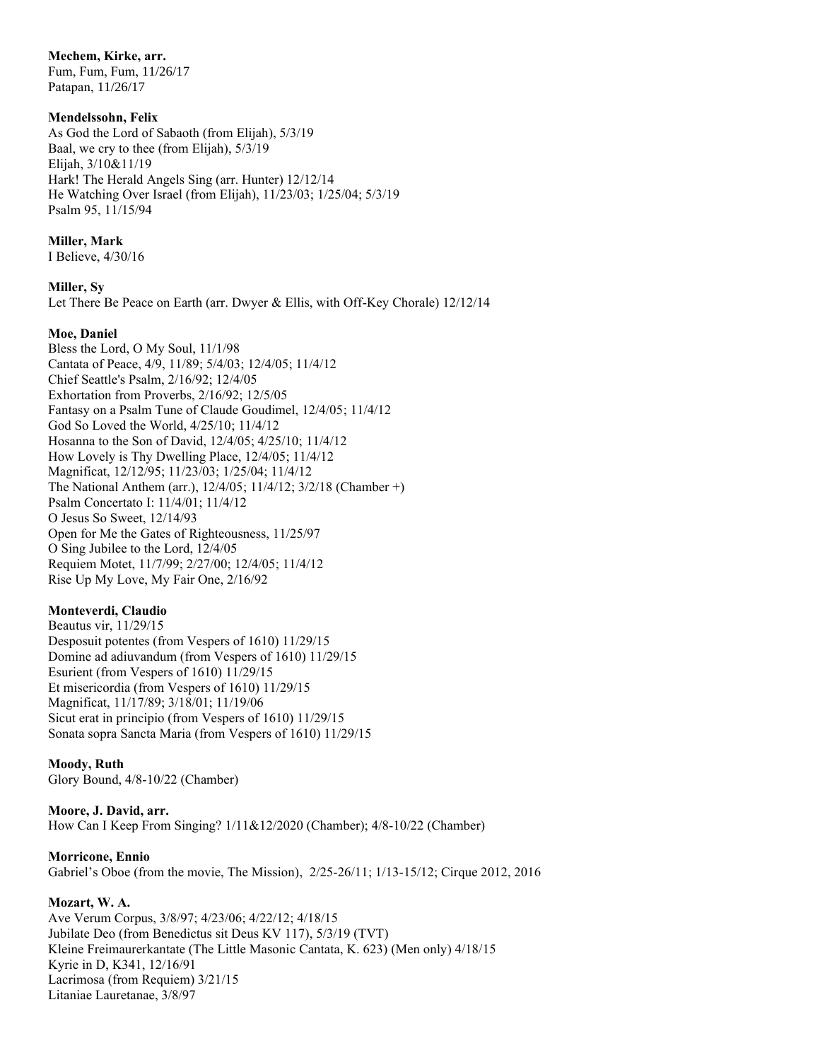**Mechem, Kirke, arr.**
Fum, Fum, Fum, 11/26/17
Patapan, 11/26/17

**Mendelssohn, Felix**
As God the Lord of Sabaoth (from Elijah), 5/3/19
Baal, we cry to thee (from Elijah), 5/3/19
Elijah, 3/10&11/19
Hark! The Herald Angels Sing (arr. Hunter) 12/12/14
He Watching Over Israel (from Elijah), 11/23/03; 1/25/04; 5/3/19
Psalm 95, 11/15/94

**Miller, Mark**
I Believe, 4/30/16

**Miller, Sy**
Let There Be Peace on Earth (arr. Dwyer & Ellis, with Off-Key Chorale) 12/12/14

**Moe, Daniel**
Bless the Lord, O My Soul, 11/1/98
Cantata of Peace, 4/9, 11/89; 5/4/03; 12/4/05; 11/4/12
Chief Seattle's Psalm, 2/16/92; 12/4/05
Exhortation from Proverbs, 2/16/92; 12/5/05
Fantasy on a Psalm Tune of Claude Goudimel, 12/4/05; 11/4/12
God So Loved the World, 4/25/10; 11/4/12
Hosanna to the Son of David, 12/4/05; 4/25/10; 11/4/12
How Lovely is Thy Dwelling Place, 12/4/05; 11/4/12
Magnificat, 12/12/95; 11/23/03; 1/25/04; 11/4/12
The National Anthem (arr.), 12/4/05; 11/4/12; 3/2/18 (Chamber +)
Psalm Concertato I: 11/4/01; 11/4/12
O Jesus So Sweet, 12/14/93
Open for Me the Gates of Righteousness, 11/25/97
O Sing Jubilee to the Lord, 12/4/05
Requiem Motet, 11/7/99; 2/27/00; 12/4/05; 11/4/12
Rise Up My Love, My Fair One, 2/16/92

**Monteverdi, Claudio**
Beautus vir, 11/29/15
Desposuit potentes (from Vespers of 1610) 11/29/15
Domine ad adiuvandum (from Vespers of 1610) 11/29/15
Esurient (from Vespers of 1610) 11/29/15
Et misericordia (from Vespers of 1610) 11/29/15
Magnificat, 11/17/89; 3/18/01; 11/19/06
Sicut erat in principio (from Vespers of 1610) 11/29/15
Sonata sopra Sancta Maria (from Vespers of 1610) 11/29/15

**Moody, Ruth**
Glory Bound, 4/8-10/22 (Chamber)

**Moore, J. David, arr.**
How Can I Keep From Singing? 1/11&12/2020 (Chamber); 4/8-10/22 (Chamber)

**Morricone, Ennio**
Gabriel's Oboe (from the movie, The Mission), 2/25-26/11; 1/13-15/12; Cirque 2012, 2016

**Mozart, W. A.**
Ave Verum Corpus, 3/8/97; 4/23/06; 4/22/12; 4/18/15
Jubilate Deo (from Benedictus sit Deus KV 117), 5/3/19 (TVT)
Kleine Freimaurerkantate (The Little Masonic Cantata, K. 623) (Men only) 4/18/15
Kyrie in D, K341, 12/16/91
Lacrimosa (from Requiem) 3/21/15
Litaniae Lauretanae, 3/8/97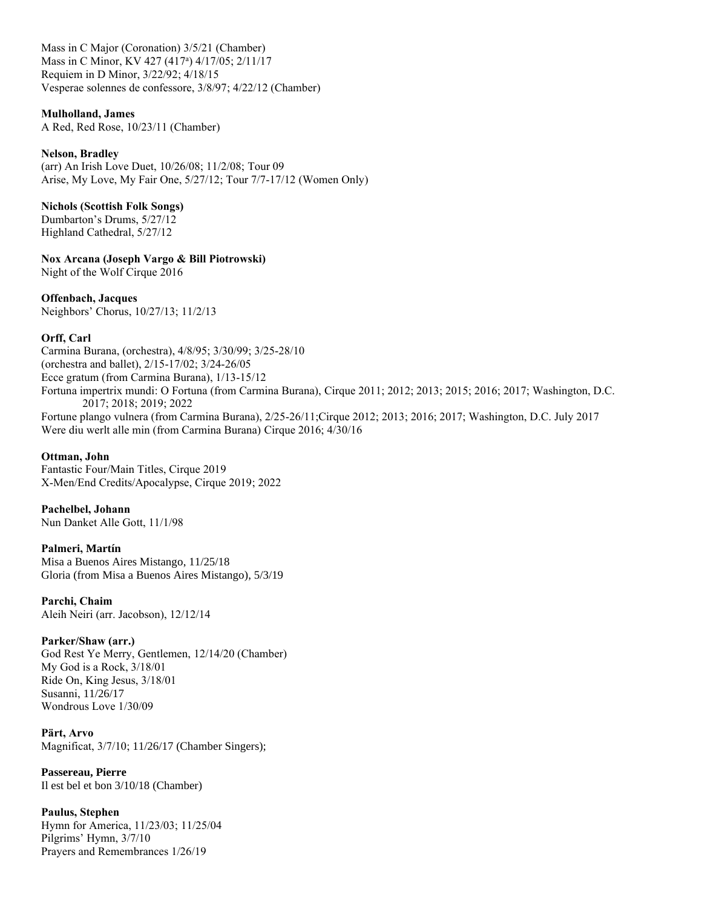Mass in C Major (Coronation) 3/5/21 (Chamber)
Mass in C Minor, KV 427 (417[a]) 4/17/05; 2/11/17
Requiem in D Minor, 3/22/92; 4/18/15
Vesperae solennes de confessore, 3/8/97; 4/22/12 (Chamber)

**Mulholland, James**
A Red, Red Rose, 10/23/11 (Chamber)

**Nelson, Bradley**
(arr) An Irish Love Duet, 10/26/08; 11/2/08; Tour 09
Arise, My Love, My Fair One, 5/27/12; Tour 7/7-17/12 (Women Only)

**Nichols (Scottish Folk Songs)**
Dumbarton's Drums, 5/27/12
Highland Cathedral, 5/27/12

**Nox Arcana (Joseph Vargo & Bill Piotrowski)**
Night of the Wolf Cirque 2016

**Offenbach, Jacques**
Neighbors' Chorus, 10/27/13; 11/2/13

**Orff, Carl**
Carmina Burana, (orchestra), 4/8/95; 3/30/99; 3/25-28/10
(orchestra and ballet), 2/15-17/02; 3/24-26/05
Ecce gratum (from Carmina Burana), 1/13-15/12
Fortuna impertrix mundi: O Fortuna (from Carmina Burana), Cirque 2011; 2012; 2013; 2015; 2016; 2017; Washington, D.C. 2017; 2018; 2019; 2022
Fortune plango vulnera (from Carmina Burana), 2/25-26/11;Cirque 2012; 2013; 2016; 2017; Washington, D.C. July 2017
Were diu werlt alle min (from Carmina Burana) Cirque 2016; 4/30/16

**Ottman, John**
Fantastic Four/Main Titles, Cirque 2019
X-Men/End Credits/Apocalypse, Cirque 2019; 2022

**Pachelbel, Johann**
Nun Danket Alle Gott, 11/1/98

**Palmeri, Martín**
Misa a Buenos Aires Mistango, 11/25/18
Gloria (from Misa a Buenos Aires Mistango), 5/3/19

**Parchi, Chaim**
Aleih Neiri (arr. Jacobson), 12/12/14

**Parker/Shaw (arr.)**
God Rest Ye Merry, Gentlemen, 12/14/20 (Chamber)
My God is a Rock, 3/18/01
Ride On, King Jesus, 3/18/01
Susanni, 11/26/17
Wondrous Love 1/30/09

**Pärt, Arvo**
Magnificat, 3/7/10; 11/26/17 (Chamber Singers);

**Passereau, Pierre**
Il est bel et bon 3/10/18 (Chamber)

**Paulus, Stephen**
Hymn for America, 11/23/03; 11/25/04
Pilgrims' Hymn, 3/7/10
Prayers and Remembrances 1/26/19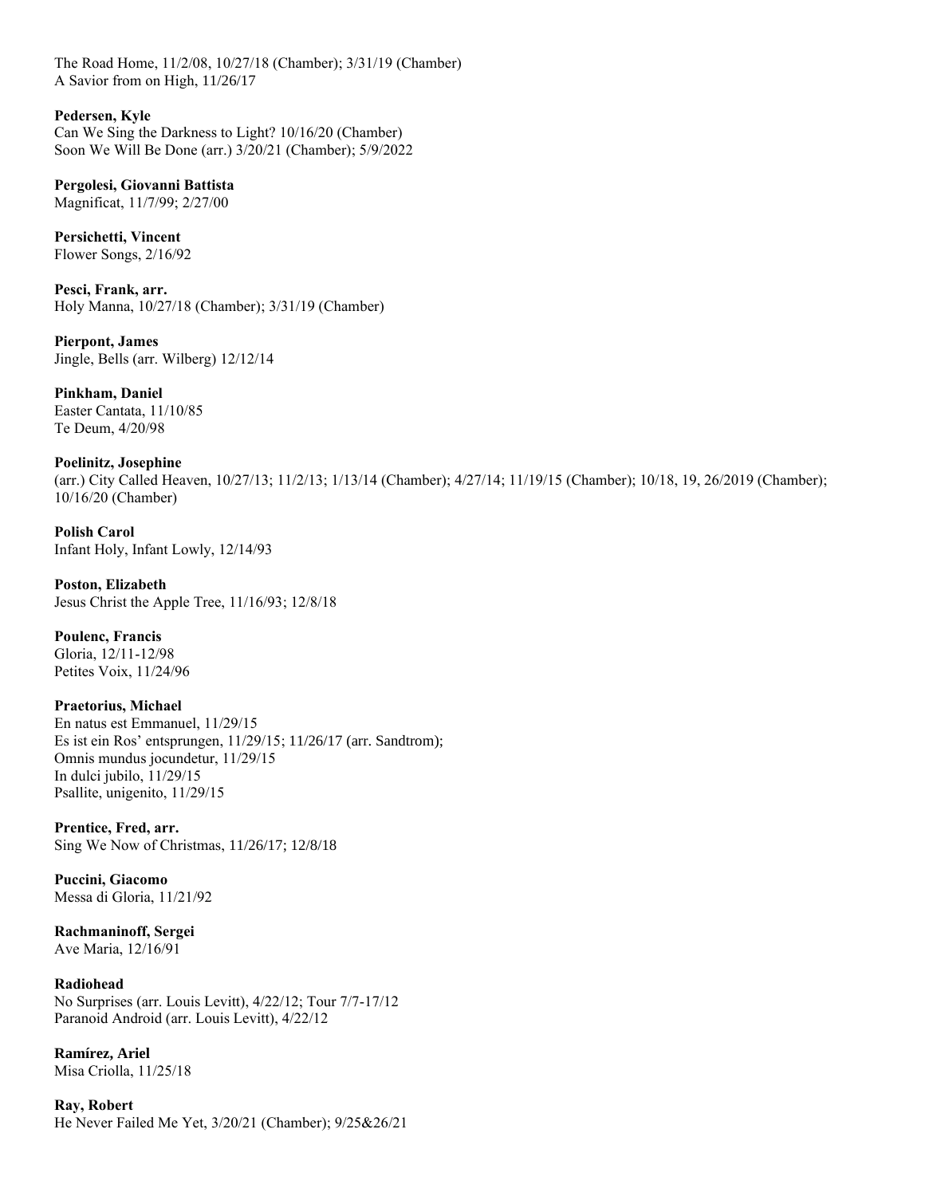The Road Home, 11/2/08, 10/27/18 (Chamber); 3/31/19 (Chamber)
A Savior from on High, 11/26/17

**Pedersen, Kyle**
Can We Sing the Darkness to Light? 10/16/20 (Chamber)
Soon We Will Be Done (arr.) 3/20/21 (Chamber); 5/9/2022

**Pergolesi, Giovanni Battista**
Magnificat, 11/7/99; 2/27/00

**Persichetti, Vincent**
Flower Songs, 2/16/92

**Pesci, Frank, arr.**
Holy Manna, 10/27/18 (Chamber); 3/31/19 (Chamber)

**Pierpont, James**
Jingle, Bells (arr. Wilberg) 12/12/14

**Pinkham, Daniel**
Easter Cantata, 11/10/85
Te Deum, 4/20/98

**Poelinitz, Josephine**
(arr.) City Called Heaven, 10/27/13; 11/2/13; 1/13/14 (Chamber); 4/27/14; 11/19/15 (Chamber); 10/18, 19, 26/2019 (Chamber); 10/16/20 (Chamber)

**Polish Carol**
Infant Holy, Infant Lowly, 12/14/93

**Poston, Elizabeth**
Jesus Christ the Apple Tree, 11/16/93; 12/8/18

**Poulenc, Francis**
Gloria, 12/11-12/98
Petites Voix, 11/24/96

**Praetorius, Michael**
En natus est Emmanuel, 11/29/15
Es ist ein Ros' entsprungen, 11/29/15; 11/26/17 (arr. Sandtrom);
Omnis mundus jocundetur, 11/29/15
In dulci jubilo, 11/29/15
Psallite, unigenito, 11/29/15

**Prentice, Fred, arr.**
Sing We Now of Christmas, 11/26/17; 12/8/18

**Puccini, Giacomo**
Messa di Gloria, 11/21/92

**Rachmaninoff, Sergei**
Ave Maria, 12/16/91

**Radiohead**
No Surprises (arr. Louis Levitt), 4/22/12; Tour 7/7-17/12
Paranoid Android (arr. Louis Levitt), 4/22/12

**Ramírez, Ariel**
Misa Criolla, 11/25/18

**Ray, Robert**
He Never Failed Me Yet, 3/20/21 (Chamber); 9/25&26/21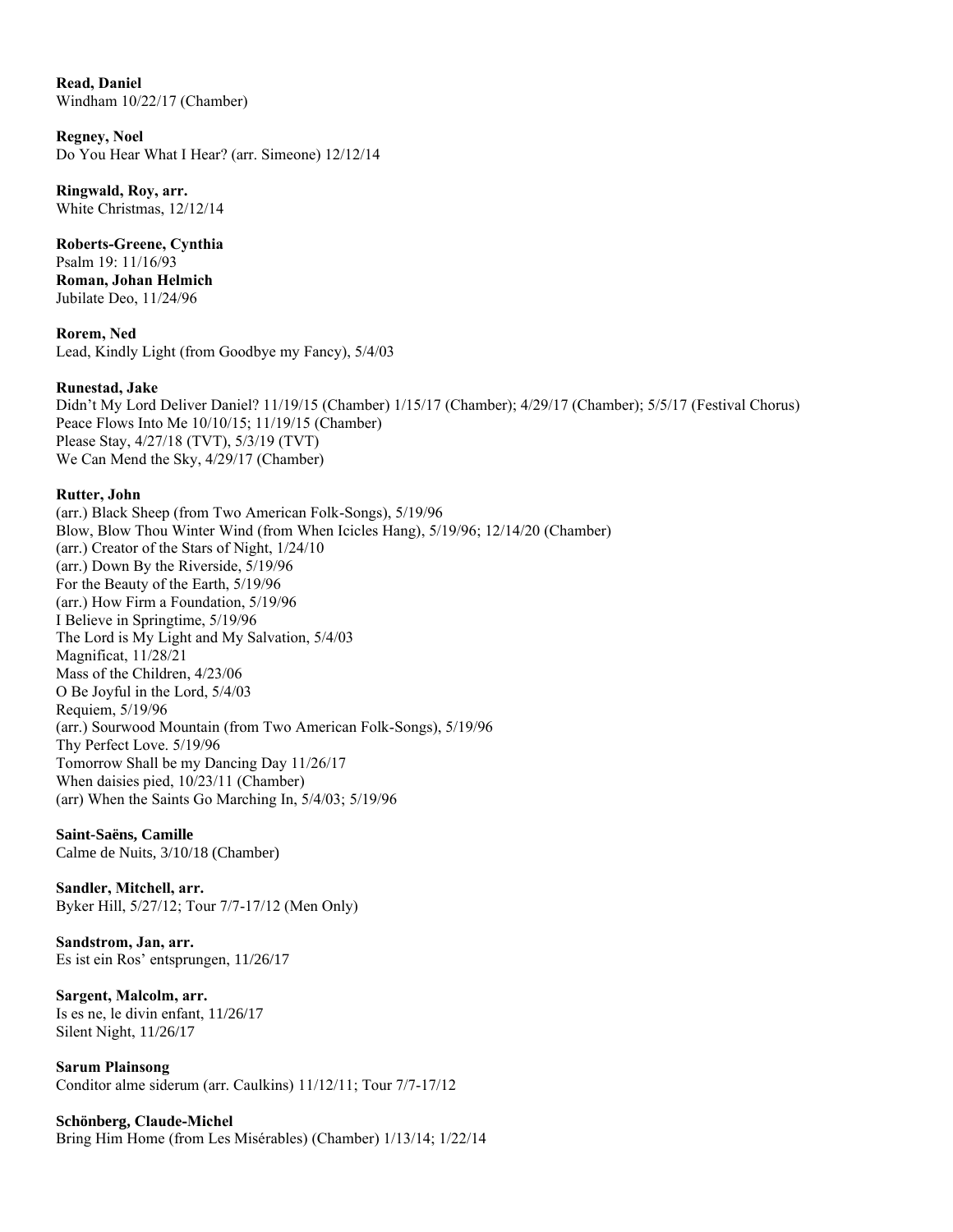**Read, Daniel**
Windham 10/22/17 (Chamber)

**Regney, Noel**
Do You Hear What I Hear? (arr. Simeone) 12/12/14

**Ringwald, Roy, arr.**
White Christmas, 12/12/14

**Roberts-Greene, Cynthia**
Psalm 19: 11/16/93
**Roman, Johan Helmich**
Jubilate Deo, 11/24/96

**Rorem, Ned**
Lead, Kindly Light (from Goodbye my Fancy), 5/4/03

**Runestad, Jake**
Didn't My Lord Deliver Daniel? 11/19/15 (Chamber) 1/15/17 (Chamber); 4/29/17 (Chamber); 5/5/17 (Festival Chorus)
Peace Flows Into Me 10/10/15; 11/19/15 (Chamber)
Please Stay, 4/27/18 (TVT), 5/3/19 (TVT)
We Can Mend the Sky, 4/29/17 (Chamber)

**Rutter, John**
(arr.) Black Sheep (from Two American Folk-Songs), 5/19/96
Blow, Blow Thou Winter Wind (from When Icicles Hang), 5/19/96; 12/14/20 (Chamber)
(arr.) Creator of the Stars of Night, 1/24/10
(arr.) Down By the Riverside, 5/19/96
For the Beauty of the Earth, 5/19/96
(arr.) How Firm a Foundation, 5/19/96
I Believe in Springtime, 5/19/96
The Lord is My Light and My Salvation, 5/4/03
Magnificat, 11/28/21
Mass of the Children, 4/23/06
O Be Joyful in the Lord, 5/4/03
Requiem, 5/19/96
(arr.) Sourwood Mountain (from Two American Folk-Songs), 5/19/96
Thy Perfect Love. 5/19/96
Tomorrow Shall be my Dancing Day 11/26/17
When daisies pied, 10/23/11 (Chamber)
(arr) When the Saints Go Marching In, 5/4/03; 5/19/96

**Saint-Saëns, Camille**
Calme de Nuits, 3/10/18 (Chamber)

**Sandler, Mitchell, arr.**
Byker Hill, 5/27/12; Tour 7/7-17/12 (Men Only)

**Sandstrom, Jan, arr.**
Es ist ein Ros' entsprungen, 11/26/17

**Sargent, Malcolm, arr.**
Is es ne, le divin enfant, 11/26/17
Silent Night, 11/26/17

**Sarum Plainsong**
Conditor alme siderum (arr. Caulkins) 11/12/11; Tour 7/7-17/12

**Schönberg, Claude-Michel**
Bring Him Home (from Les Misérables) (Chamber) 1/13/14; 1/22/14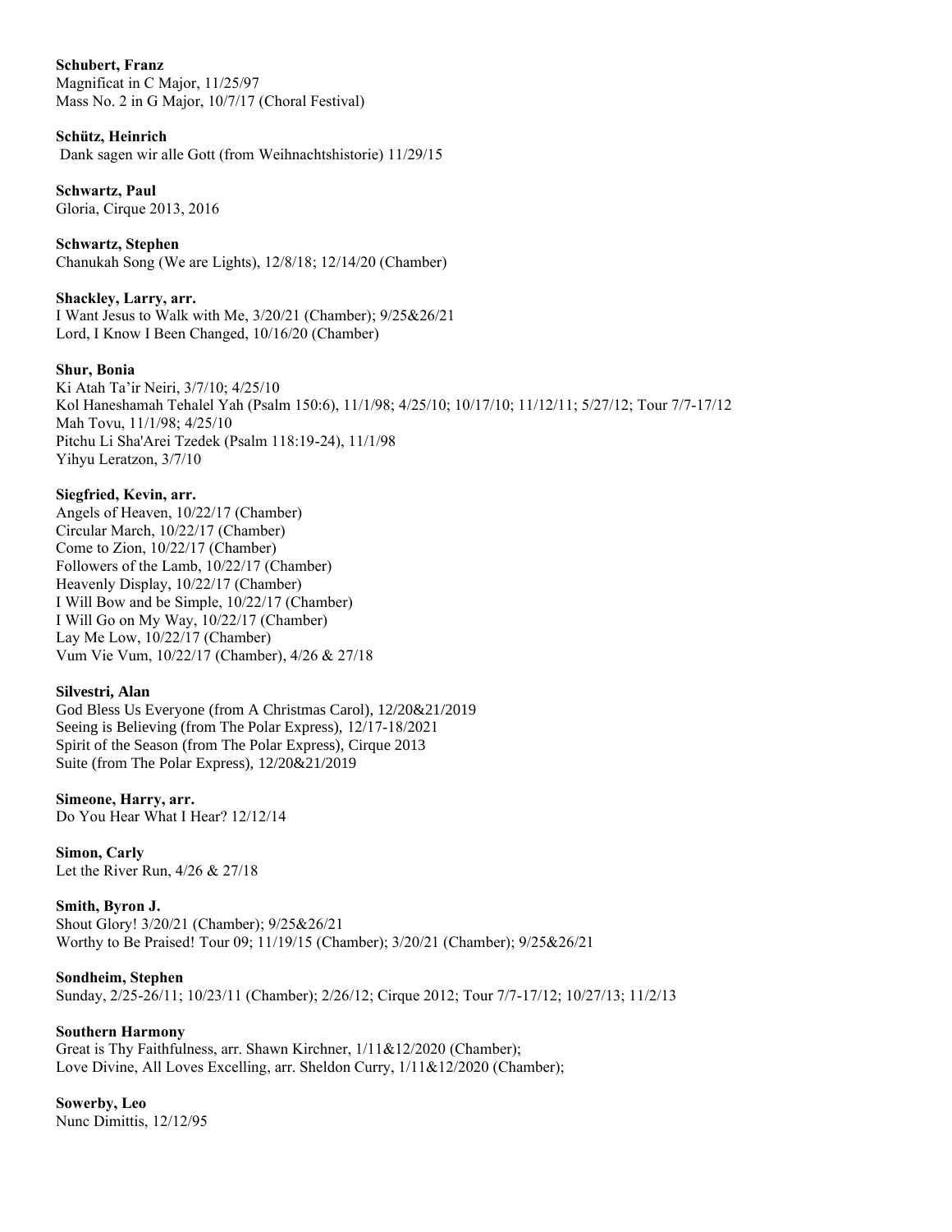**Schubert, Franz**
Magnificat in C Major, 11/25/97
Mass No. 2 in G Major, 10/7/17 (Choral Festival)

**Schütz, Heinrich**
Dank sagen wir alle Gott (from Weihnachtshistorie) 11/29/15

**Schwartz, Paul**
Gloria, Cirque 2013, 2016

**Schwartz, Stephen**
Chanukah Song (We are Lights), 12/8/18; 12/14/20 (Chamber)

**Shackley, Larry, arr.**
I Want Jesus to Walk with Me, 3/20/21 (Chamber); 9/25&26/21
Lord, I Know I Been Changed, 10/16/20 (Chamber)

**Shur, Bonia**
Ki Atah Ta'ir Neiri, 3/7/10; 4/25/10
Kol Haneshamah Tehalel Yah (Psalm 150:6), 11/1/98; 4/25/10; 10/17/10; 11/12/11; 5/27/12; Tour 7/7-17/12
Mah Tovu, 11/1/98; 4/25/10
Pitchu Li Sha'Arei Tzedek (Psalm 118:19-24), 11/1/98
Yihyu Leratzon, 3/7/10

**Siegfried, Kevin, arr.**
Angels of Heaven, 10/22/17 (Chamber)
Circular March, 10/22/17 (Chamber)
Come to Zion, 10/22/17 (Chamber)
Followers of the Lamb, 10/22/17 (Chamber)
Heavenly Display, 10/22/17 (Chamber)
I Will Bow and be Simple, 10/22/17 (Chamber)
I Will Go on My Way, 10/22/17 (Chamber)
Lay Me Low, 10/22/17 (Chamber)
Vum Vie Vum, 10/22/17 (Chamber), 4/26 & 27/18

**Silvestri, Alan**
God Bless Us Everyone (from A Christmas Carol), 12/20&21/2019
Seeing is Believing (from The Polar Express), 12/17-18/2021
Spirit of the Season (from The Polar Express), Cirque 2013
Suite (from The Polar Express), 12/20&21/2019

**Simeone, Harry, arr.**
Do You Hear What I Hear? 12/12/14

**Simon, Carly**
Let the River Run, 4/26 & 27/18

**Smith, Byron J.**
Shout Glory! 3/20/21 (Chamber); 9/25&26/21
Worthy to Be Praised! Tour 09; 11/19/15 (Chamber); 3/20/21 (Chamber); 9/25&26/21

**Sondheim, Stephen**
Sunday, 2/25-26/11; 10/23/11 (Chamber); 2/26/12; Cirque 2012; Tour 7/7-17/12; 10/27/13; 11/2/13

**Southern Harmony**
Great is Thy Faithfulness, arr. Shawn Kirchner, 1/11&12/2020 (Chamber);
Love Divine, All Loves Excelling, arr. Sheldon Curry, 1/11&12/2020 (Chamber);

**Sowerby, Leo**
Nunc Dimittis, 12/12/95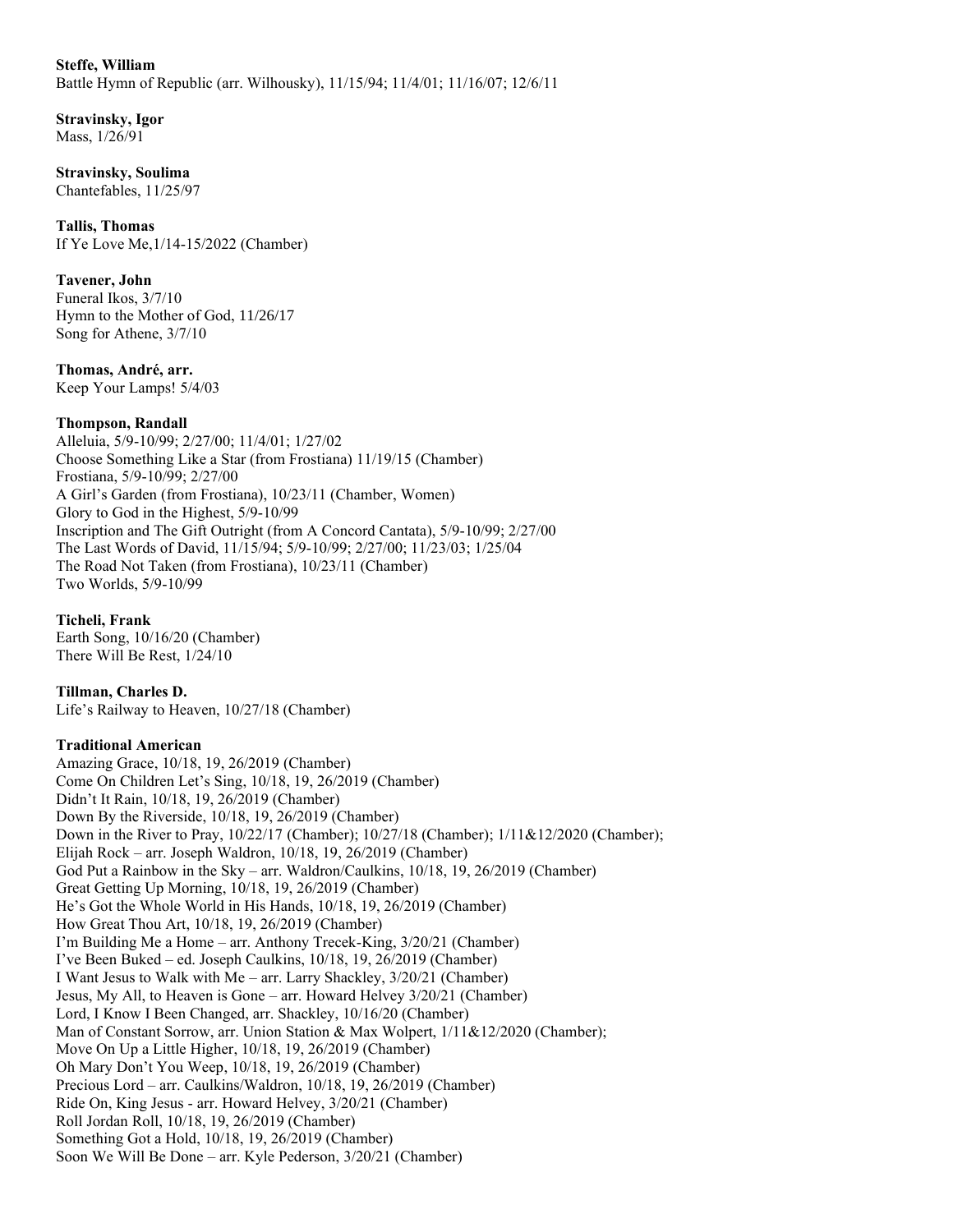**Steffe, William**
Battle Hymn of Republic (arr. Wilhousky), 11/15/94; 11/4/01; 11/16/07; 12/6/11

**Stravinsky, Igor**
Mass, 1/26/91

**Stravinsky, Soulima**
Chantefables, 11/25/97

**Tallis, Thomas**
If Ye Love Me,1/14-15/2022 (Chamber)

**Tavener, John**
Funeral Ikos, 3/7/10
Hymn to the Mother of God, 11/26/17
Song for Athene, 3/7/10

**Thomas, André, arr.**
Keep Your Lamps! 5/4/03

**Thompson, Randall**
Alleluia, 5/9-10/99; 2/27/00; 11/4/01; 1/27/02
Choose Something Like a Star (from Frostiana) 11/19/15 (Chamber)
Frostiana, 5/9-10/99; 2/27/00
A Girl's Garden (from Frostiana), 10/23/11 (Chamber, Women)
Glory to God in the Highest, 5/9-10/99
Inscription and The Gift Outright (from A Concord Cantata), 5/9-10/99; 2/27/00
The Last Words of David, 11/15/94; 5/9-10/99; 2/27/00; 11/23/03; 1/25/04
The Road Not Taken (from Frostiana), 10/23/11 (Chamber)
Two Worlds, 5/9-10/99

**Ticheli, Frank**
Earth Song, 10/16/20 (Chamber)
There Will Be Rest, 1/24/10

**Tillman, Charles D.**
Life's Railway to Heaven, 10/27/18 (Chamber)

**Traditional American**
Amazing Grace, 10/18, 19, 26/2019 (Chamber)
Come On Children Let's Sing, 10/18, 19, 26/2019 (Chamber)
Didn't It Rain, 10/18, 19, 26/2019 (Chamber)
Down By the Riverside, 10/18, 19, 26/2019 (Chamber)
Down in the River to Pray, 10/22/17 (Chamber); 10/27/18 (Chamber); 1/11&12/2020 (Chamber);
Elijah Rock – arr. Joseph Waldron, 10/18, 19, 26/2019 (Chamber)
God Put a Rainbow in the Sky – arr. Waldron/Caulkins, 10/18, 19, 26/2019 (Chamber)
Great Getting Up Morning, 10/18, 19, 26/2019 (Chamber)
He's Got the Whole World in His Hands, 10/18, 19, 26/2019 (Chamber)
How Great Thou Art, 10/18, 19, 26/2019 (Chamber)
I'm Building Me a Home – arr. Anthony Trecek-King, 3/20/21 (Chamber)
I've Been Buked – ed. Joseph Caulkins, 10/18, 19, 26/2019 (Chamber)
I Want Jesus to Walk with Me – arr. Larry Shackley, 3/20/21 (Chamber)
Jesus, My All, to Heaven is Gone – arr. Howard Helvey 3/20/21 (Chamber)
Lord, I Know I Been Changed, arr. Shackley, 10/16/20 (Chamber)
Man of Constant Sorrow, arr. Union Station & Max Wolpert, 1/11&12/2020 (Chamber);
Move On Up a Little Higher, 10/18, 19, 26/2019 (Chamber)
Oh Mary Don't You Weep, 10/18, 19, 26/2019 (Chamber)
Precious Lord – arr. Caulkins/Waldron, 10/18, 19, 26/2019 (Chamber)
Ride On, King Jesus - arr. Howard Helvey, 3/20/21 (Chamber)
Roll Jordan Roll, 10/18, 19, 26/2019 (Chamber)
Something Got a Hold, 10/18, 19, 26/2019 (Chamber)
Soon We Will Be Done – arr. Kyle Pederson, 3/20/21 (Chamber)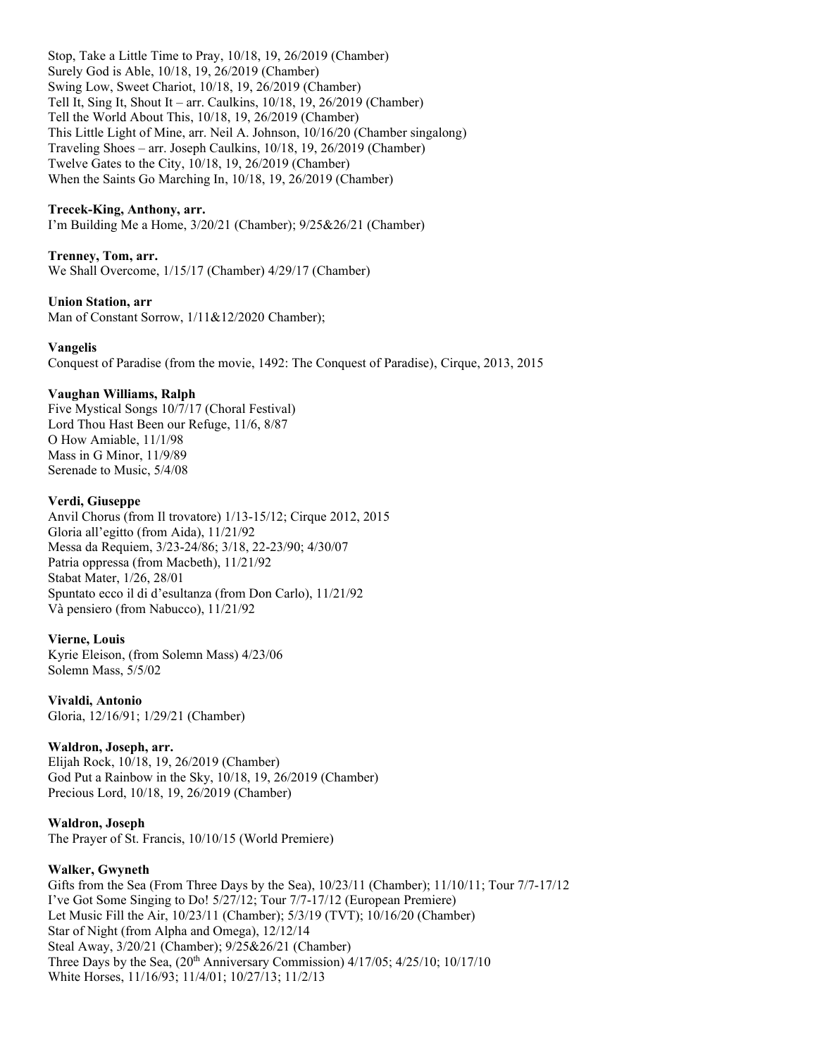Stop, Take a Little Time to Pray, 10/18, 19, 26/2019 (Chamber)
Surely God is Able, 10/18, 19, 26/2019 (Chamber)
Swing Low, Sweet Chariot, 10/18, 19, 26/2019 (Chamber)
Tell It, Sing It, Shout It – arr. Caulkins, 10/18, 19, 26/2019 (Chamber)
Tell the World About This, 10/18, 19, 26/2019 (Chamber)
This Little Light of Mine, arr. Neil A. Johnson, 10/16/20 (Chamber singalong)
Traveling Shoes – arr. Joseph Caulkins, 10/18, 19, 26/2019 (Chamber)
Twelve Gates to the City, 10/18, 19, 26/2019 (Chamber)
When the Saints Go Marching In, 10/18, 19, 26/2019 (Chamber)

**Trecek-King, Anthony, arr.**
I'm Building Me a Home, 3/20/21 (Chamber); 9/25&26/21 (Chamber)

**Trenney, Tom, arr.**
We Shall Overcome, 1/15/17 (Chamber) 4/29/17 (Chamber)

**Union Station, arr**
Man of Constant Sorrow, 1/11&12/2020 Chamber);

**Vangelis**
Conquest of Paradise (from the movie, 1492: The Conquest of Paradise), Cirque, 2013, 2015

**Vaughan Williams, Ralph**
Five Mystical Songs 10/7/17 (Choral Festival)
Lord Thou Hast Been our Refuge, 11/6, 8/87
O How Amiable, 11/1/98
Mass in G Minor, 11/9/89
Serenade to Music, 5/4/08

**Verdi, Giuseppe**
Anvil Chorus (from Il trovatore) 1/13-15/12; Cirque 2012, 2015
Gloria all'egitto (from Aida), 11/21/92
Messa da Requiem, 3/23-24/86; 3/18, 22-23/90; 4/30/07
Patria oppressa (from Macbeth), 11/21/92
Stabat Mater, 1/26, 28/01
Spuntato ecco il di d'esultanza (from Don Carlo), 11/21/92
Và pensiero (from Nabucco), 11/21/92

**Vierne, Louis**
Kyrie Eleison, (from Solemn Mass) 4/23/06
Solemn Mass, 5/5/02

**Vivaldi, Antonio**
Gloria, 12/16/91; 1/29/21 (Chamber)

**Waldron, Joseph, arr.**
Elijah Rock, 10/18, 19, 26/2019 (Chamber)
God Put a Rainbow in the Sky, 10/18, 19, 26/2019 (Chamber)
Precious Lord, 10/18, 19, 26/2019 (Chamber)

**Waldron, Joseph**
The Prayer of St. Francis, 10/10/15 (World Premiere)

**Walker, Gwyneth**
Gifts from the Sea (From Three Days by the Sea), 10/23/11 (Chamber); 11/10/11; Tour 7/7-17/12
I've Got Some Singing to Do! 5/27/12; Tour 7/7-17/12 (European Premiere)
Let Music Fill the Air, 10/23/11 (Chamber); 5/3/19 (TVT); 10/16/20 (Chamber)
Star of Night (from Alpha and Omega), 12/12/14
Steal Away, 3/20/21 (Chamber); 9/25&26/21 (Chamber)
Three Days by the Sea, (20th Anniversary Commission) 4/17/05; 4/25/10; 10/17/10
White Horses, 11/16/93; 11/4/01; 10/27/13; 11/2/13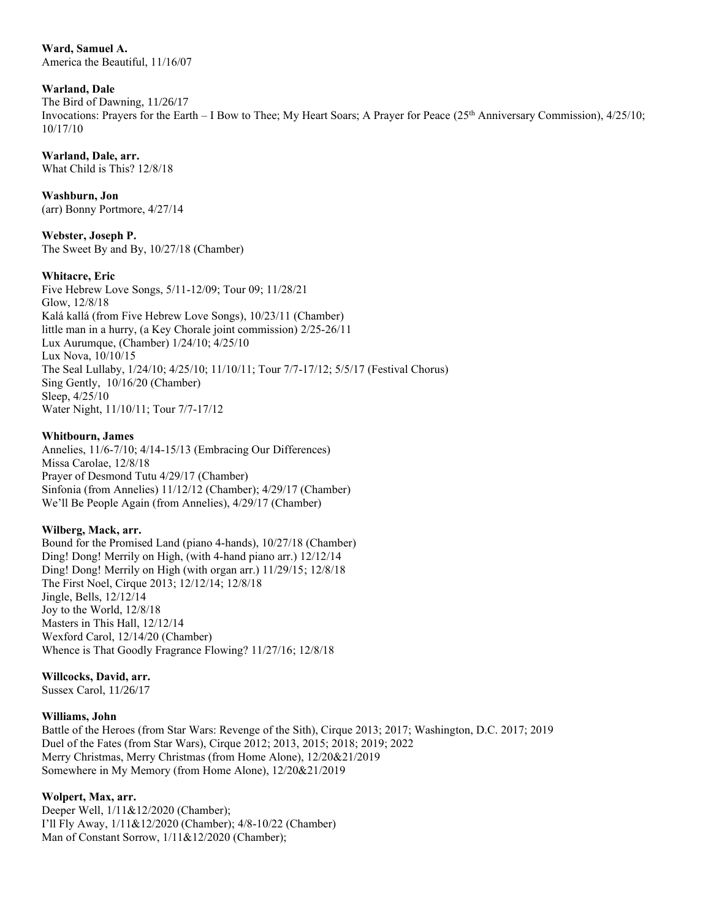**Ward, Samuel A.**
America the Beautiful, 11/16/07

**Warland, Dale**
The Bird of Dawning, 11/26/17
Invocations: Prayers for the Earth – I Bow to Thee; My Heart Soars; A Prayer for Peace (25th Anniversary Commission), 4/25/10; 10/17/10

**Warland, Dale, arr.**
What Child is This? 12/8/18

**Washburn, Jon**
(arr) Bonny Portmore, 4/27/14

**Webster, Joseph P.**
The Sweet By and By, 10/27/18 (Chamber)

**Whitacre, Eric**
Five Hebrew Love Songs, 5/11-12/09; Tour 09; 11/28/21
Glow, 12/8/18
Kalá kallá (from Five Hebrew Love Songs), 10/23/11 (Chamber)
little man in a hurry, (a Key Chorale joint commission) 2/25-26/11
Lux Aurumque, (Chamber) 1/24/10; 4/25/10
Lux Nova, 10/10/15
The Seal Lullaby, 1/24/10; 4/25/10; 11/10/11; Tour 7/7-17/12; 5/5/17 (Festival Chorus)
Sing Gently, 10/16/20 (Chamber)
Sleep, 4/25/10
Water Night, 11/10/11; Tour 7/7-17/12

**Whitbourn, James**
Annelies, 11/6-7/10; 4/14-15/13 (Embracing Our Differences)
Missa Carolae, 12/8/18
Prayer of Desmond Tutu 4/29/17 (Chamber)
Sinfonia (from Annelies) 11/12/12 (Chamber); 4/29/17 (Chamber)
We'll Be People Again (from Annelies), 4/29/17 (Chamber)

**Wilberg, Mack, arr.**
Bound for the Promised Land (piano 4-hands), 10/27/18 (Chamber)
Ding! Dong! Merrily on High, (with 4-hand piano arr.) 12/12/14
Ding! Dong! Merrily on High (with organ arr.) 11/29/15; 12/8/18
The First Noel, Cirque 2013; 12/12/14; 12/8/18
Jingle, Bells, 12/12/14
Joy to the World, 12/8/18
Masters in This Hall, 12/12/14
Wexford Carol, 12/14/20 (Chamber)
Whence is That Goodly Fragrance Flowing? 11/27/16; 12/8/18

**Willcocks, David, arr.**
Sussex Carol, 11/26/17

**Williams, John**
Battle of the Heroes (from Star Wars: Revenge of the Sith), Cirque 2013; 2017; Washington, D.C. 2017; 2019
Duel of the Fates (from Star Wars), Cirque 2012; 2013, 2015; 2018; 2019; 2022
Merry Christmas, Merry Christmas (from Home Alone), 12/20&21/2019
Somewhere in My Memory (from Home Alone), 12/20&21/2019

**Wolpert, Max, arr.**
Deeper Well, 1/11&12/2020 (Chamber);
I'll Fly Away, 1/11&12/2020 (Chamber); 4/8-10/22 (Chamber)
Man of Constant Sorrow, 1/11&12/2020 (Chamber);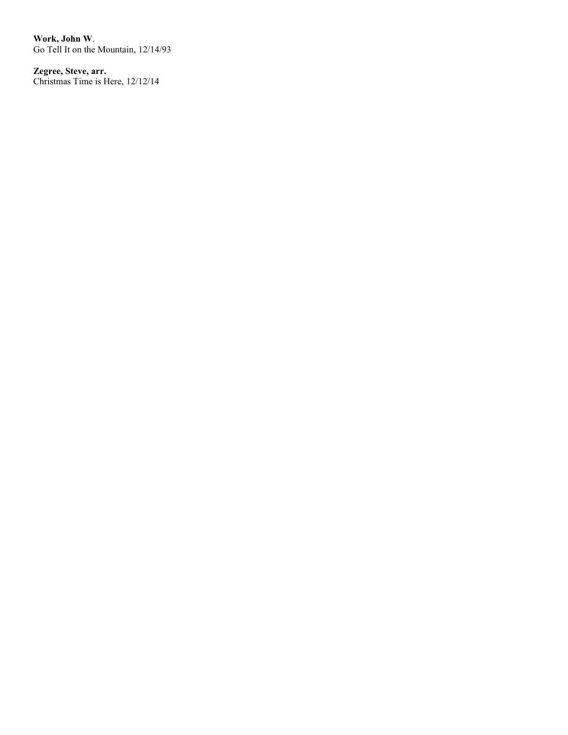**Work, John W**.
Go Tell It on the Mountain, 12/14/93

**Zegree, Steve, arr.**
Christmas Time is Here, 12/12/14